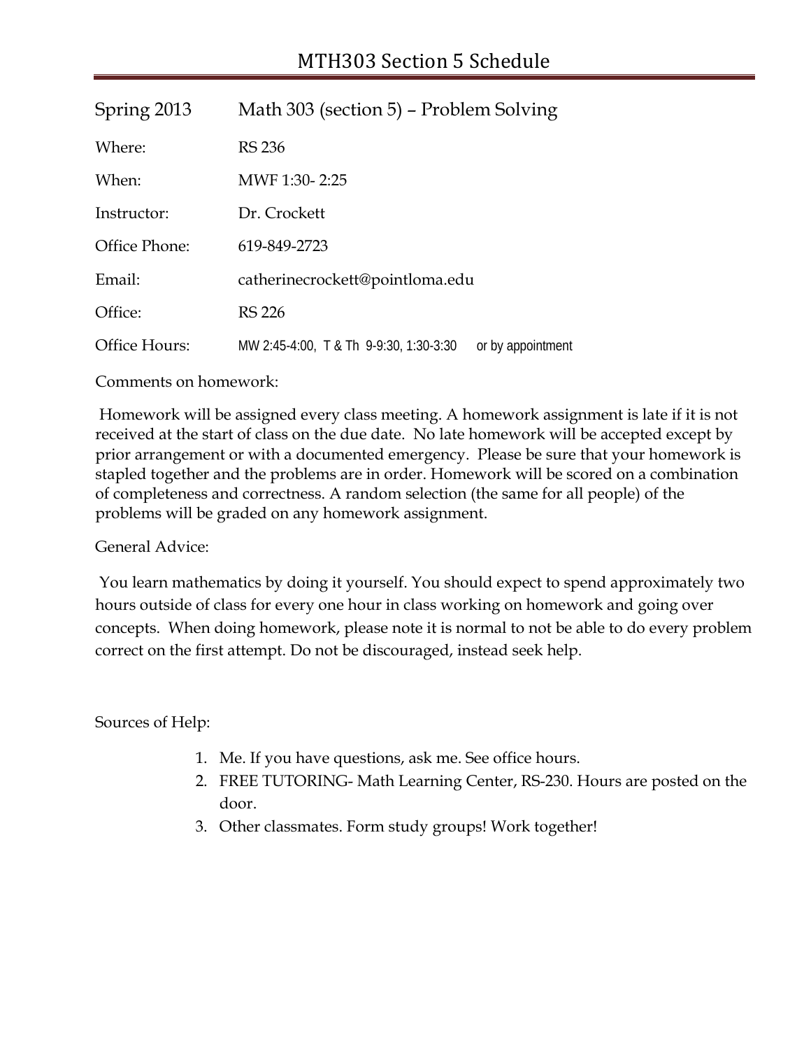# MTH303 Section 5 Schedule

| Spring 2013 | Math 303 (section 5) – Problem Solving |
| --- | --- |
| Where: | RS 236 |
| When: | MWF 1:30- 2:25 |
| Instructor: | Dr. Crockett |
| Office Phone: | 619-849-2723 |
| Email: | catherinecrockett@pointloma.edu |
| Office: | RS 226 |
| Office Hours: | MW 2:45-4:00, T & Th 9-9:30, 1:30-3:30 or by appointment |

Comments on homework:

Homework will be assigned every class meeting. A homework assignment is late if it is not received at the start of class on the due date. No late homework will be accepted except by prior arrangement or with a documented emergency. Please be sure that your homework is stapled together and the problems are in order. Homework will be scored on a combination of completeness and correctness. A random selection (the same for all people) of the problems will be graded on any homework assignment.

General Advice:

You learn mathematics by doing it yourself. You should expect to spend approximately two hours outside of class for every one hour in class working on homework and going over concepts. When doing homework, please note it is normal to not be able to do every problem correct on the first attempt. Do not be discouraged, instead seek help.

Sources of Help:

1. Me. If you have questions, ask me. See office hours.
2. FREE TUTORING- Math Learning Center, RS-230. Hours are posted on the door.
3. Other classmates. Form study groups! Work together!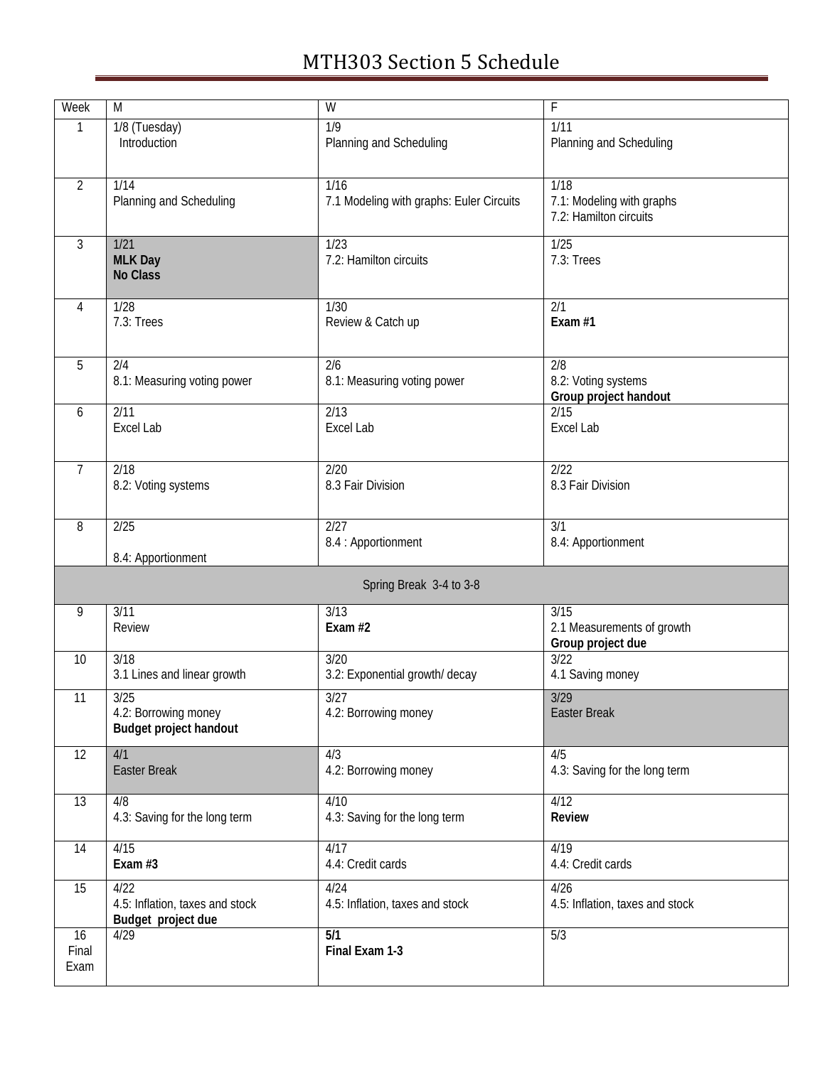# MTH303 Section 5 Schedule

| Week | M | W | F |
|---|---|---|---|
| 1 | 1/8 (Tuesday) Introduction | 1/9 Planning and Scheduling | 1/11 Planning and Scheduling |
| 2 | 1/14 Planning and Scheduling | 1/16 7.1 Modeling with graphs: Euler Circuits | 1/18 7.1: Modeling with graphs 7.2: Hamilton circuits |
| 3 | 1/21 **MLK Day No Class** | 1/23 7.2: Hamilton circuits | 1/25 7.3: Trees |
| 4 | 1/28 7.3: Trees | 1/30 Review & Catch up | 2/1 **Exam #1** |
| 5 | 2/4 8.1: Measuring voting power | 2/6 8.1: Measuring voting power | 2/8 8.2: Voting systems **Group project handout** |
| 6 | 2/11 Excel Lab | 2/13 Excel Lab | 2/15 Excel Lab |
| 7 | 2/18 8.2: Voting systems | 2/20 8.3 Fair Division | 2/22 8.3 Fair Division |
| 8 | 2/25 8.4: Apportionment | 2/27 8.4 : Apportionment | 3/1 8.4: Apportionment |
| Spring Break 3-4 to 3-8 | | | |
| 9 | 3/11 Review | 3/13 **Exam #2** | 3/15 2.1 Measurements of growth **Group project due** |
| 10 | 3/18 3.1 Lines and linear growth | 3/20 3.2: Exponential growth/ decay | 3/22 4.1 Saving money |
| 11 | 3/25 4.2: Borrowing money **Budget project handout** | 3/27 4.2: Borrowing money | 3/29 Easter Break |
| 12 | 4/1 Easter Break | 4/3 4.2: Borrowing money | 4/5 4.3: Saving for the long term |
| 13 | 4/8 4.3: Saving for the long term | 4/10 4.3: Saving for the long term | 4/12 **Review** |
| 14 | 4/15 **Exam #3** | 4/17 4.4: Credit cards | 4/19 4.4: Credit cards |
| 15 | 4/22 4.5: Inflation, taxes and stock **Budget project due** | 4/24 4.5: Inflation, taxes and stock | 4/26 4.5: Inflation, taxes and stock |
| 16 Final Exam | 4/29 | **5/1 Final Exam 1-3** | 5/3 |